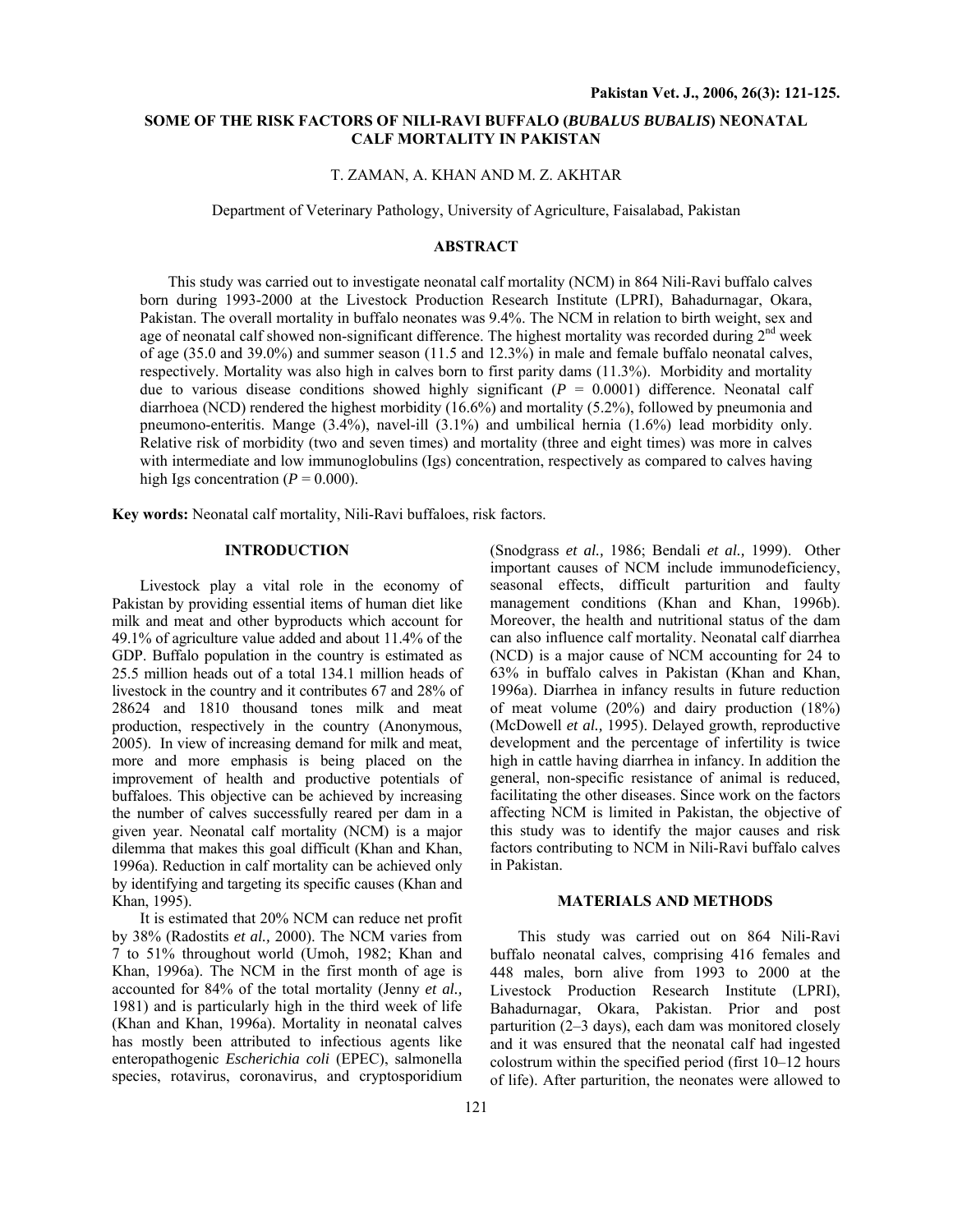# SOME OF THE RISK FACTORS OF NILI-RAVI BUFFALO (*BUBALUS BUBALIS*) NEONATAL CALF MORTALITY IN PAKISTAN

T. ZAMAN, A. KHAN AND M. Z. AKHTAR

Department of Veterinary Pathology, University of Agriculture, Faisalabad, Pakistan

## ABSTRACT

This study was carried out to investigate neonatal calf mortality (NCM) in 864 Nili-Ravi buffalo calves born during 1993-2000 at the Livestock Production Research Institute (LPRI), Bahadurnagar, Okara, Pakistan. The overall mortality in buffalo neonates was 9.4%. The NCM in relation to birth weight, sex and age of neonatal calf showed non-significant difference. The highest mortality was recorded during 2nd week of age (35.0 and 39.0%) and summer season (11.5 and 12.3%) in male and female buffalo neonatal calves, respectively. Mortality was also high in calves born to first parity dams (11.3%). Morbidity and mortality due to various disease conditions showed highly significant ($P$ = 0.0001) difference. Neonatal calf diarrhoea (NCD) rendered the highest morbidity (16.6%) and mortality (5.2%), followed by pneumonia and pneumono-enteritis. Mange (3.4%), navel-ill (3.1%) and umbilical hernia (1.6%) lead morbidity only. Relative risk of morbidity (two and seven times) and mortality (three and eight times) was more in calves with intermediate and low immunoglobulins (Igs) concentration, respectively as compared to calves having high Igs concentration ($P$ = 0.000).

**Key words:** Neonatal calf mortality, Nili-Ravi buffaloes, risk factors.

## INTRODUCTION

Livestock play a vital role in the economy of Pakistan by providing essential items of human diet like milk and meat and other byproducts which account for 49.1% of agriculture value added and about 11.4% of the GDP. Buffalo population in the country is estimated as 25.5 million heads out of a total 134.1 million heads of livestock in the country and it contributes 67 and 28% of 28624 and 1810 thousand tones milk and meat production, respectively in the country (Anonymous, 2005). In view of increasing demand for milk and meat, more and more emphasis is being placed on the improvement of health and productive potentials of buffaloes. This objective can be achieved by increasing the number of calves successfully reared per dam in a given year. Neonatal calf mortality (NCM) is a major dilemma that makes this goal difficult (Khan and Khan, 1996a). Reduction in calf mortality can be achieved only by identifying and targeting its specific causes (Khan and Khan, 1995).

It is estimated that 20% NCM can reduce net profit by 38% (Radostits *et al.,* 2000). The NCM varies from 7 to 51% throughout world (Umoh, 1982; Khan and Khan, 1996a). The NCM in the first month of age is accounted for 84% of the total mortality (Jenny *et al.,* 1981) and is particularly high in the third week of life (Khan and Khan, 1996a). Mortality in neonatal calves has mostly been attributed to infectious agents like enteropathogenic *Escherichia coli* (EPEC), salmonella species, rotavirus, coronavirus, and cryptosporidium (Snodgrass *et al.,* 1986; Bendali *et al.,* 1999). Other important causes of NCM include immunodeficiency, seasonal effects, difficult parturition and faulty management conditions (Khan and Khan, 1996b). Moreover, the health and nutritional status of the dam can also influence calf mortality. Neonatal calf diarrhea (NCD) is a major cause of NCM accounting for 24 to 63% in buffalo calves in Pakistan (Khan and Khan, 1996a). Diarrhea in infancy results in future reduction of meat volume (20%) and dairy production (18%) (McDowell *et al.,* 1995). Delayed growth, reproductive development and the percentage of infertility is twice high in cattle having diarrhea in infancy. In addition the general, non-specific resistance of animal is reduced, facilitating the other diseases. Since work on the factors affecting NCM is limited in Pakistan, the objective of this study was to identify the major causes and risk factors contributing to NCM in Nili-Ravi buffalo calves in Pakistan.

## MATERIALS AND METHODS

This study was carried out on 864 Nili-Ravi buffalo neonatal calves, comprising 416 females and 448 males, born alive from 1993 to 2000 at the Livestock Production Research Institute (LPRI), Bahadurnagar, Okara, Pakistan. Prior and post parturition (2–3 days), each dam was monitored closely and it was ensured that the neonatal calf had ingested colostrum within the specified period (first 10–12 hours of life). After parturition, the neonates were allowed to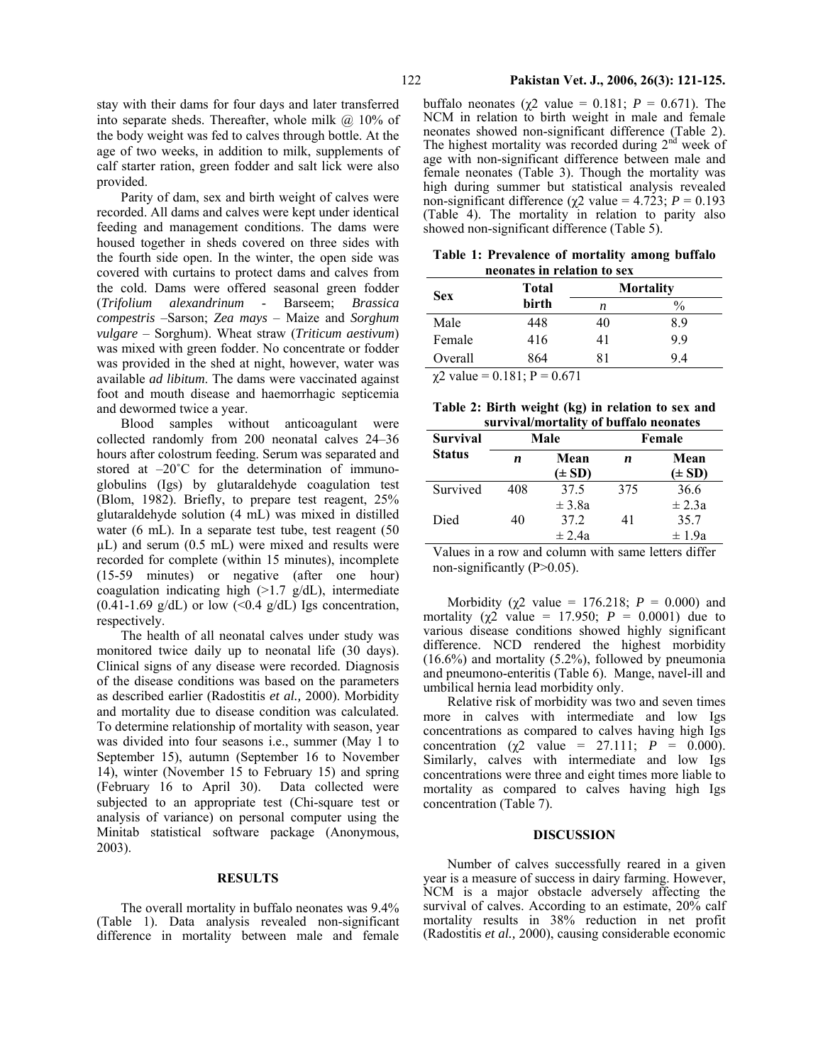stay with their dams for four days and later transferred into separate sheds. Thereafter, whole milk @ 10% of the body weight was fed to calves through bottle. At the age of two weeks, in addition to milk, supplements of calf starter ration, green fodder and salt lick were also provided.

Parity of dam, sex and birth weight of calves were recorded. All dams and calves were kept under identical feeding and management conditions. The dams were housed together in sheds covered on three sides with the fourth side open. In the winter, the open side was covered with curtains to protect dams and calves from the cold. Dams were offered seasonal green fodder (*Trifolium alexandrinum* - Barseem; *Brassica compestris* –Sarson; *Zea mays* – Maize and *Sorghum vulgare* – Sorghum). Wheat straw (*Triticum aestivum*) was mixed with green fodder. No concentrate or fodder was provided in the shed at night, however, water was available *ad libitum*. The dams were vaccinated against foot and mouth disease and haemorrhagic septicemia and dewormed twice a year.

Blood samples without anticoagulant were collected randomly from 200 neonatal calves 24–36 hours after colostrum feeding. Serum was separated and stored at –20˚C for the determination of immunoglobulins (Igs) by glutaraldehyde coagulation test (Blom, 1982). Briefly, to prepare test reagent, 25% glutaraldehyde solution (4 mL) was mixed in distilled water (6 mL). In a separate test tube, test reagent (50 µL) and serum (0.5 mL) were mixed and results were recorded for complete (within 15 minutes), incomplete (15-59 minutes) or negative (after one hour) coagulation indicating high (>1.7 g/dL), intermediate (0.41-1.69 g/dL) or low (<0.4 g/dL) Igs concentration, respectively.

The health of all neonatal calves under study was monitored twice daily up to neonatal life (30 days). Clinical signs of any disease were recorded. Diagnosis of the disease conditions was based on the parameters as described earlier (Radostitis *et al.,* 2000). Morbidity and mortality due to disease condition was calculated. To determine relationship of mortality with season, year was divided into four seasons i.e., summer (May 1 to September 15), autumn (September 16 to November 14), winter (November 15 to February 15) and spring (February 16 to April 30). Data collected were subjected to an appropriate test (Chi-square test or analysis of variance) on personal computer using the Minitab statistical software package (Anonymous, 2003).

## RESULTS

The overall mortality in buffalo neonates was 9.4% (Table 1). Data analysis revealed non-significant difference in mortality between male and female buffalo neonates ($\chi^2$ value = 0.181; $P$ = 0.671). The NCM in relation to birth weight in male and female neonates showed non-significant difference (Table 2). The highest mortality was recorded during 2nd week of age with non-significant difference between male and female neonates (Table 3). Though the mortality was high during summer but statistical analysis revealed non-significant difference ($\chi^2$ value = 4.723; $P$ = 0.193 (Table 4). The mortality in relation to parity also showed non-significant difference (Table 5).

**Table 1: Prevalence of mortality among buffalo neonates in relation to sex**

| Sex | Total birth | Mortality | |
|---|---|---|---|
| | | *n* | % |
| Male | 448 | 40 | 8.9 |
| Female | 416 | 41 | 9.9 |
| Overall | 864 | 81 | 9.4 |

$\chi^2$ value = 0.181; P = 0.671

**Table 2: Birth weight (kg) in relation to sex and survival/mortality of buffalo neonates**

| Survival Status | Male | | Female | |
|---|---|---|---|---|
| | ***n*** | **Mean (± SD)** | ***n*** | **Mean (± SD)** |
| Survived | 408 | 37.5 ± 3.8a | 375 | 36.6 ± 2.3a |
| Died | 40 | 37.2 ± 2.4a | 41 | 35.7 ± 1.9a |

Values in a row and column with same letters differ non-significantly (P>0.05).

Morbidity ($\chi^2$ value = 176.218; $P$ = 0.000) and mortality ($\chi^2$ value = 17.950; $P$ = 0.0001) due to various disease conditions showed highly significant difference. NCD rendered the highest morbidity (16.6%) and mortality (5.2%), followed by pneumonia and pneumono-enteritis (Table 6). Mange, navel-ill and umbilical hernia lead morbidity only.

Relative risk of morbidity was two and seven times more in calves with intermediate and low Igs concentrations as compared to calves having high Igs concentration ($\chi^2$ value = 27.111; $P$ = 0.000). Similarly, calves with intermediate and low Igs concentrations were three and eight times more liable to mortality as compared to calves having high Igs concentration (Table 7).

## DISCUSSION

Number of calves successfully reared in a given year is a measure of success in dairy farming. However, NCM is a major obstacle adversely affecting the survival of calves. According to an estimate, 20% calf mortality results in 38% reduction in net profit (Radostitis *et al.,* 2000), causing considerable economic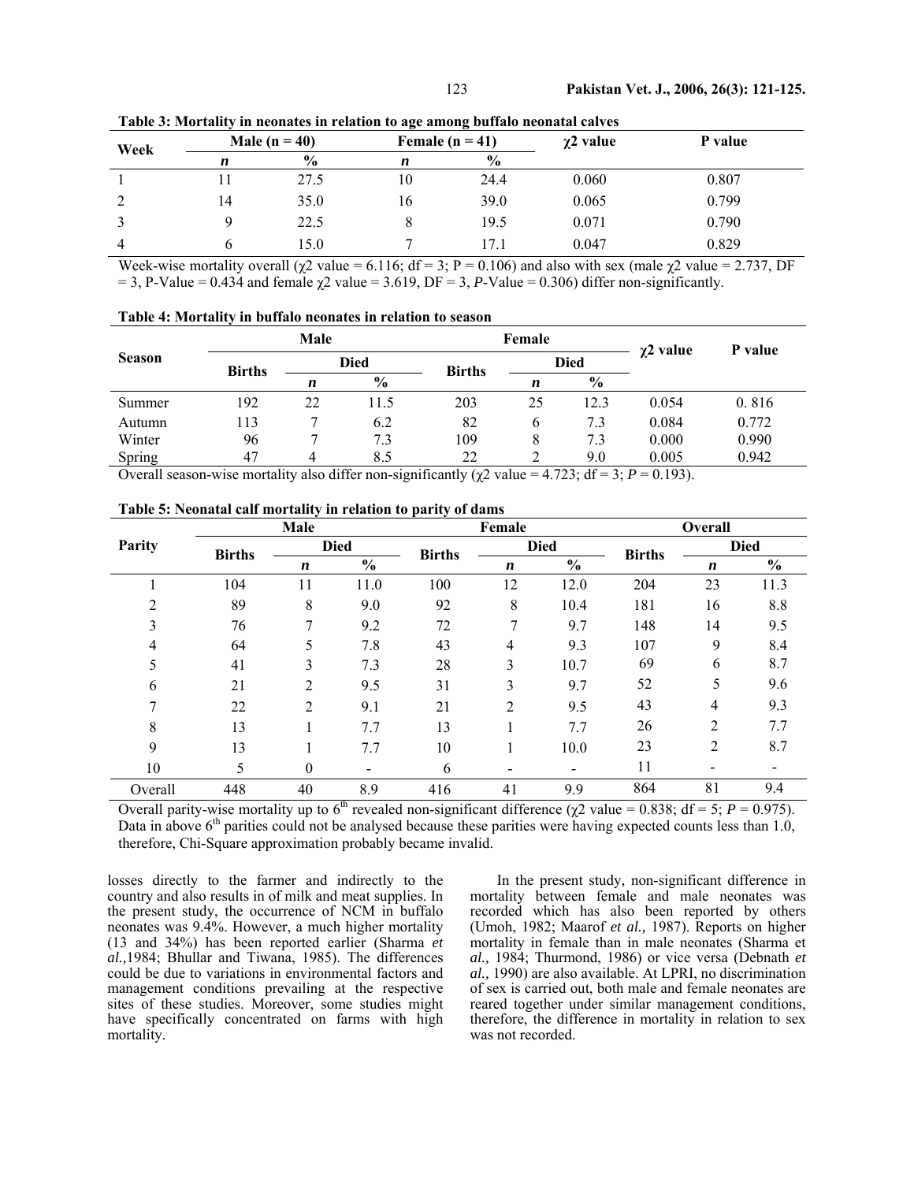**Table 3: Mortality in neonates in relation to age among buffalo neonatal calves**

| Week | Male (n = 40) | | Female (n = 41) | | χ2 value | P value |
|---|---|---|---|---|---|---|
| | *n* | % | *n* | % | | |
| 1 | 11 | 27.5 | 10 | 24.4 | 0.060 | 0.807 |
| 2 | 14 | 35.0 | 16 | 39.0 | 0.065 | 0.799 |
| 3 | 9 | 22.5 | 8 | 19.5 | 0.071 | 0.790 |
| 4 | 6 | 15.0 | 7 | 17.1 | 0.047 | 0.829 |

Week-wise mortality overall (χ2 value = 6.116; df = 3; P = 0.106) and also with sex (male χ2 value = 2.737, DF = 3, P-Value = 0.434 and female χ2 value = 3.619, DF = 3, *P*-Value = 0.306) differ non-significantly.

**Table 4: Mortality in buffalo neonates in relation to season**

| Season | Male | | | Female | | | χ2 value | P value |
|---|---|---|---|---|---|---|---|---|
| | Births | Died | | Births | Died | | | |
| | | *n* | % | | *n* | % | | |
| Summer | 192 | 22 | 11.5 | 203 | 25 | 12.3 | 0.054 | 0. 816 |
| Autumn | 113 | 7 | 6.2 | 82 | 6 | 7.3 | 0.084 | 0.772 |
| Winter | 96 | 7 | 7.3 | 109 | 8 | 7.3 | 0.000 | 0.990 |
| Spring | 47 | 4 | 8.5 | 22 | 2 | 9.0 | 0.005 | 0.942 |

Overall season-wise mortality also differ non-significantly (χ2 value = 4.723; df = 3; *P* = 0.193).

**Table 5: Neonatal calf mortality in relation to parity of dams**

| Parity | Male | | | Female | | | Overall | | |
|---|---|---|---|---|---|---|---|---|---|
| | Births | Died | | Births | Died | | Births | Died | |
| | | *n* | % | | *n* | % | | *n* | % |
| 1 | 104 | 11 | 11.0 | 100 | 12 | 12.0 | 204 | 23 | 11.3 |
| 2 | 89 | 8 | 9.0 | 92 | 8 | 10.4 | 181 | 16 | 8.8 |
| 3 | 76 | 7 | 9.2 | 72 | 7 | 9.7 | 148 | 14 | 9.5 |
| 4 | 64 | 5 | 7.8 | 43 | 4 | 9.3 | 107 | 9 | 8.4 |
| 5 | 41 | 3 | 7.3 | 28 | 3 | 10.7 | 69 | 6 | 8.7 |
| 6 | 21 | 2 | 9.5 | 31 | 3 | 9.7 | 52 | 5 | 9.6 |
| 7 | 22 | 2 | 9.1 | 21 | 2 | 9.5 | 43 | 4 | 9.3 |
| 8 | 13 | 1 | 7.7 | 13 | 1 | 7.7 | 26 | 2 | 7.7 |
| 9 | 13 | 1 | 7.7 | 10 | 1 | 10.0 | 23 | 2 | 8.7 |
| 10 | 5 | 0 | - | 6 | - | - | 11 | - | - |
| Overall | 448 | 40 | 8.9 | 416 | 41 | 9.9 | 864 | 81 | 9.4 |

Overall parity-wise mortality up to 6th revealed non-significant difference (χ2 value = 0.838; df = 5; *P* = 0.975). Data in above 6th parities could not be analysed because these parities were having expected counts less than 1.0, therefore, Chi-Square approximation probably became invalid.

losses directly to the farmer and indirectly to the country and also results in of milk and meat supplies. In the present study, the occurrence of NCM in buffalo neonates was 9.4%. However, a much higher mortality (13 and 34%) has been reported earlier (Sharma *et al.,*1984; Bhullar and Tiwana, 1985). The differences could be due to variations in environmental factors and management conditions prevailing at the respective sites of these studies. Moreover, some studies might have specifically concentrated on farms with high mortality.

In the present study, non-significant difference in mortality between female and male neonates was recorded which has also been reported by others (Umoh, 1982; Maarof *et al.,* 1987). Reports on higher mortality in female than in male neonates (Sharma et *al.,* 1984; Thurmond, 1986) or vice versa (Debnath *et al.,* 1990) are also available. At LPRI, no discrimination of sex is carried out, both male and female neonates are reared together under similar management conditions, therefore, the difference in mortality in relation to sex was not recorded.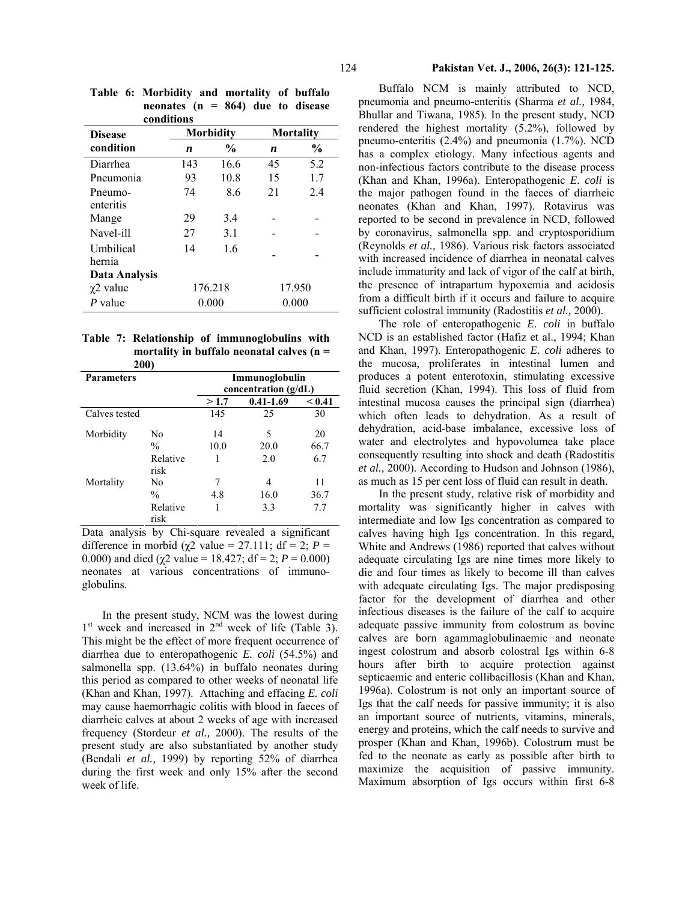**Table 6: Morbidity and mortality of buffalo neonates (n = 864) due to disease conditions**

| Disease condition | Morbidity | | Mortality | |
|---|---|---|---|---|
| | *n* | % | *n* | % |
| Diarrhea | 143 | 16.6 | 45 | 5.2 |
| Pneumonia | 93 | 10.8 | 15 | 1.7 |
| Pneumo-enteritis | 74 | 8.6 | 21 | 2.4 |
| Mange | 29 | 3.4 | - | - |
| Navel-ill | 27 | 3.1 | - | - |
| Umbilical hernia | 14 | 1.6 | - | - |
| **Data Analysis** | | | | |
| $\chi^2$ value | 176.218 | | 17.950 | |
| *P* value | 0.000 | | 0.000 | |

**Table 7: Relationship of immunoglobulins with mortality in buffalo neonatal calves (n = 200)**

| Parameters | | Immunoglobulin concentration (g/dL) | | |
|---|---|---|---|---|
| | | > 1.7 | 0.41-1.69 | < 0.41 |
| Calves tested | | 145 | 25 | 30 |
| Morbidity | No | 14 | 5 | 20 |
| | % | 10.0 | 20.0 | 66.7 |
| | Relative risk | 1 | 2.0 | 6.7 |
| Mortality | No | 7 | 4 | 11 |
| | % | 4.8 | 16.0 | 36.7 |
| | Relative risk | 1 | 3.3 | 7.7 |

Data analysis by Chi-square revealed a significant difference in morbid ($\chi^2$ value = 27.111; df = 2; $P$ = 0.000) and died ($\chi^2$ value = 18.427; df = 2; $P$ = 0.000) neonates at various concentrations of immunoglobulins.

In the present study, NCM was the lowest during 1st week and increased in 2nd week of life (Table 3). This might be the effect of more frequent occurrence of diarrhea due to enteropathogenic *E. coli* (54.5%) and salmonella spp. (13.64%) in buffalo neonates during this period as compared to other weeks of neonatal life (Khan and Khan, 1997). Attaching and effacing *E. coli* may cause haemorrhagic colitis with blood in faeces of diarrheic calves at about 2 weeks of age with increased frequency (Stordeur *et al.,* 2000). The results of the present study are also substantiated by another study (Bendali *et al.,* 1999) by reporting 52% of diarrhea during the first week and only 15% after the second week of life.

Buffalo NCM is mainly attributed to NCD, pneumonia and pneumo-enteritis (Sharma *et al.,* 1984, Bhullar and Tiwana, 1985). In the present study, NCD rendered the highest mortality (5.2%), followed by pneumo-enteritis (2.4%) and pneumonia (1.7%). NCD has a complex etiology. Many infectious agents and non-infectious factors contribute to the disease process (Khan and Khan, 1996a). Enteropathogenic *E. coli* is the major pathogen found in the faeces of diarrheic neonates (Khan and Khan, 1997). Rotavirus was reported to be second in prevalence in NCD, followed by coronavirus, salmonella spp. and cryptosporidium (Reynolds *et al.,* 1986). Various risk factors associated with increased incidence of diarrhea in neonatal calves include immaturity and lack of vigor of the calf at birth, the presence of intrapartum hypoxemia and acidosis from a difficult birth if it occurs and failure to acquire sufficient colostral immunity (Radostitis *et al.,* 2000).

The role of enteropathogenic *E. coli* in buffalo NCD is an established factor (Hafiz et al., 1994; Khan and Khan, 1997). Enteropathogenic *E. coli* adheres to the mucosa, proliferates in intestinal lumen and produces a potent enterotoxin, stimulating excessive fluid secretion (Khan, 1994). This loss of fluid from intestinal mucosa causes the principal sign (diarrhea) which often leads to dehydration. As a result of dehydration, acid-base imbalance, excessive loss of water and electrolytes and hypovolumea take place consequently resulting into shock and death (Radostitis *et al.,* 2000). According to Hudson and Johnson (1986), as much as 15 per cent loss of fluid can result in death.

In the present study, relative risk of morbidity and mortality was significantly higher in calves with intermediate and low Igs concentration as compared to calves having high Igs concentration. In this regard, White and Andrews (1986) reported that calves without adequate circulating Igs are nine times more likely to die and four times as likely to become ill than calves with adequate circulating Igs. The major predisposing factor for the development of diarrhea and other infectious diseases is the failure of the calf to acquire adequate passive immunity from colostrum as bovine calves are born agammaglobulinaemic and neonate ingest colostrum and absorb colostral Igs within 6-8 hours after birth to acquire protection against septicaemic and enteric collibacillosis (Khan and Khan, 1996a). Colostrum is not only an important source of Igs that the calf needs for passive immunity; it is also an important source of nutrients, vitamins, minerals, energy and proteins, which the calf needs to survive and prosper (Khan and Khan, 1996b). Colostrum must be fed to the neonate as early as possible after birth to maximize the acquisition of passive immunity. Maximum absorption of Igs occurs within first 6-8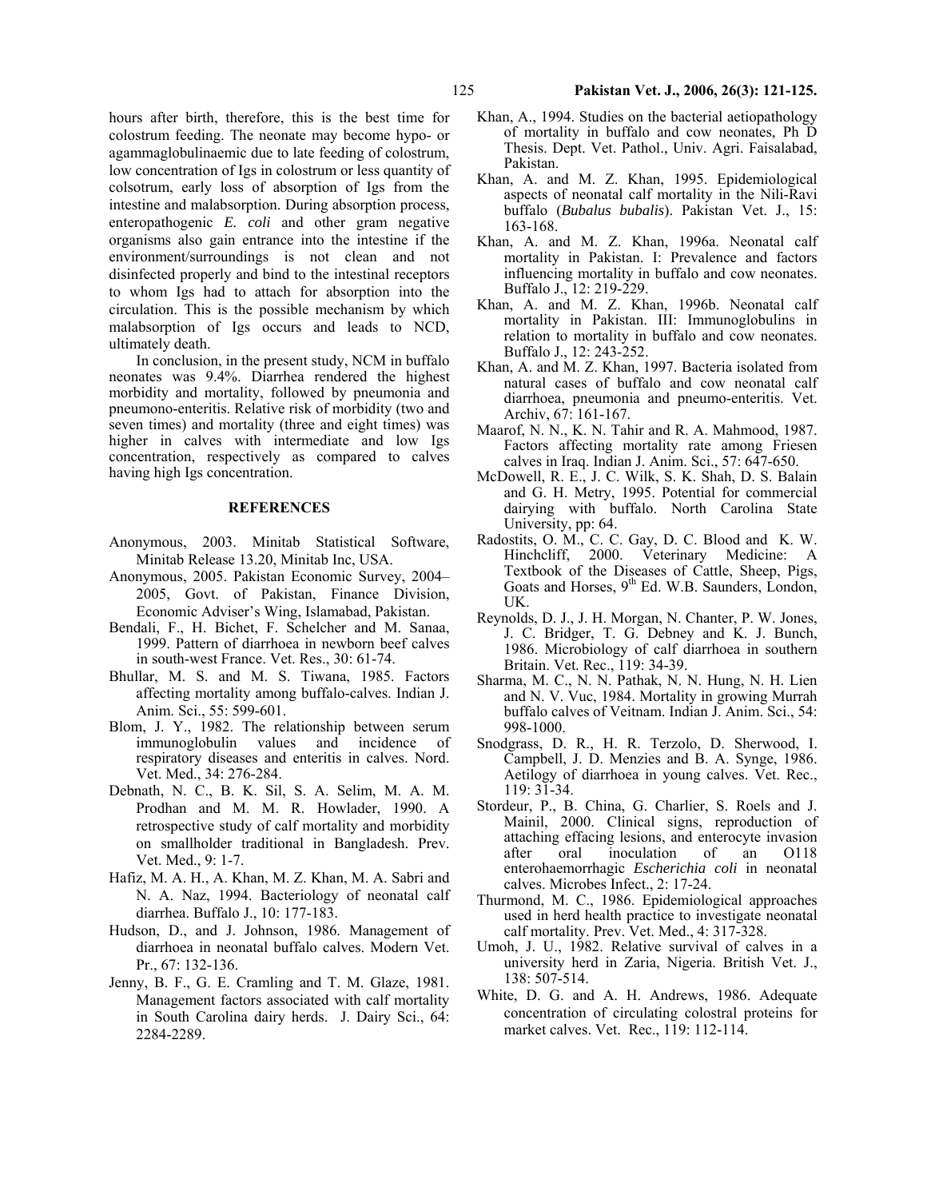hours after birth, therefore, this is the best time for colostrum feeding. The neonate may become hypo- or agammaglobulinaemic due to late feeding of colostrum, low concentration of Igs in colostrum or less quantity of colsotrum, early loss of absorption of Igs from the intestine and malabsorption. During absorption process, enteropathogenic *E. coli* and other gram negative organisms also gain entrance into the intestine if the environment/surroundings is not clean and not disinfected properly and bind to the intestinal receptors to whom Igs had to attach for absorption into the circulation. This is the possible mechanism by which malabsorption of Igs occurs and leads to NCD, ultimately death.

In conclusion, in the present study, NCM in buffalo neonates was 9.4%. Diarrhea rendered the highest morbidity and mortality, followed by pneumonia and pneumono-enteritis. Relative risk of morbidity (two and seven times) and mortality (three and eight times) was higher in calves with intermediate and low Igs concentration, respectively as compared to calves having high Igs concentration.

## REFERENCES

Anonymous, 2003. Minitab Statistical Software, Minitab Release 13.20, Minitab Inc, USA.

Anonymous, 2005. Pakistan Economic Survey, 2004–2005, Govt. of Pakistan, Finance Division, Economic Adviser's Wing, Islamabad, Pakistan.

Bendali, F., H. Bichet, F. Schelcher and M. Sanaa, 1999. Pattern of diarrhoea in newborn beef calves in south-west France. Vet. Res., 30: 61-74.

Bhullar, M. S. and M. S. Tiwana, 1985. Factors affecting mortality among buffalo-calves. Indian J. Anim. Sci., 55: 599-601.

Blom, J. Y., 1982. The relationship between serum immunoglobulin values and incidence of respiratory diseases and enteritis in calves. Nord. Vet. Med., 34: 276-284.

Debnath, N. C., B. K. Sil, S. A. Selim, M. A. M. Prodhan and M. M. R. Howlader, 1990. A retrospective study of calf mortality and morbidity on smallholder traditional in Bangladesh. Prev. Vet. Med., 9: 1-7.

Hafiz, M. A. H., A. Khan, M. Z. Khan, M. A. Sabri and N. A. Naz, 1994. Bacteriology of neonatal calf diarrhea. Buffalo J., 10: 177-183.

Hudson, D., and J. Johnson, 1986. Management of diarrhoea in neonatal buffalo calves. Modern Vet. Pr., 67: 132-136.

Jenny, B. F., G. E. Cramling and T. M. Glaze, 1981. Management factors associated with calf mortality in South Carolina dairy herds. J. Dairy Sci., 64: 2284-2289.

Khan, A., 1994. Studies on the bacterial aetiopathology of mortality in buffalo and cow neonates, Ph D Thesis. Dept. Vet. Pathol., Univ. Agri. Faisalabad, Pakistan.

Khan, A. and M. Z. Khan, 1995. Epidemiological aspects of neonatal calf mortality in the Nili-Ravi buffalo (*Bubalus bubalis*). Pakistan Vet. J., 15: 163-168.

Khan, A. and M. Z. Khan, 1996a. Neonatal calf mortality in Pakistan. I: Prevalence and factors influencing mortality in buffalo and cow neonates. Buffalo J., 12: 219-229.

Khan, A. and M. Z. Khan, 1996b. Neonatal calf mortality in Pakistan. III: Immunoglobulins in relation to mortality in buffalo and cow neonates. Buffalo J., 12: 243-252.

Khan, A. and M. Z. Khan, 1997. Bacteria isolated from natural cases of buffalo and cow neonatal calf diarrhoea, pneumonia and pneumo-enteritis. Vet. Archiv, 67: 161-167.

Maarof, N. N., K. N. Tahir and R. A. Mahmood, 1987. Factors affecting mortality rate among Friesen calves in Iraq. Indian J. Anim. Sci., 57: 647-650.

McDowell, R. E., J. C. Wilk, S. K. Shah, D. S. Balain and G. H. Metry, 1995. Potential for commercial dairying with buffalo. North Carolina State University, pp: 64.

Radostits, O. M., C. C. Gay, D. C. Blood and K. W. Hinchcliff, 2000. Veterinary Medicine: A Textbook of the Diseases of Cattle, Sheep, Pigs, Goats and Horses, 9th Ed. W.B. Saunders, London, UK.

Reynolds, D. J., J. H. Morgan, N. Chanter, P. W. Jones, J. C. Bridger, T. G. Debney and K. J. Bunch, 1986. Microbiology of calf diarrhoea in southern Britain. Vet. Rec., 119: 34-39.

Sharma, M. C., N. N. Pathak, N. N. Hung, N. H. Lien and N. V. Vuc, 1984. Mortality in growing Murrah buffalo calves of Veitnam. Indian J. Anim. Sci., 54: 998-1000.

Snodgrass, D. R., H. R. Terzolo, D. Sherwood, I. Campbell, J. D. Menzies and B. A. Synge, 1986. Aetilogy of diarrhoea in young calves. Vet. Rec., 119: 31-34.

Stordeur, P., B. China, G. Charlier, S. Roels and J. Mainil, 2000. Clinical signs, reproduction of attaching effacing lesions, and enterocyte invasion after oral inoculation of an O118 enterohaemorrhagic *Escherichia coli* in neonatal calves. Microbes Infect., 2: 17-24.

Thurmond, M. C., 1986. Epidemiological approaches used in herd health practice to investigate neonatal calf mortality. Prev. Vet. Med., 4: 317-328.

Umoh, J. U., 1982. Relative survival of calves in a university herd in Zaria, Nigeria. British Vet. J., 138: 507-514.

White, D. G. and A. H. Andrews, 1986. Adequate concentration of circulating colostral proteins for market calves. Vet. Rec., 119: 112-114.